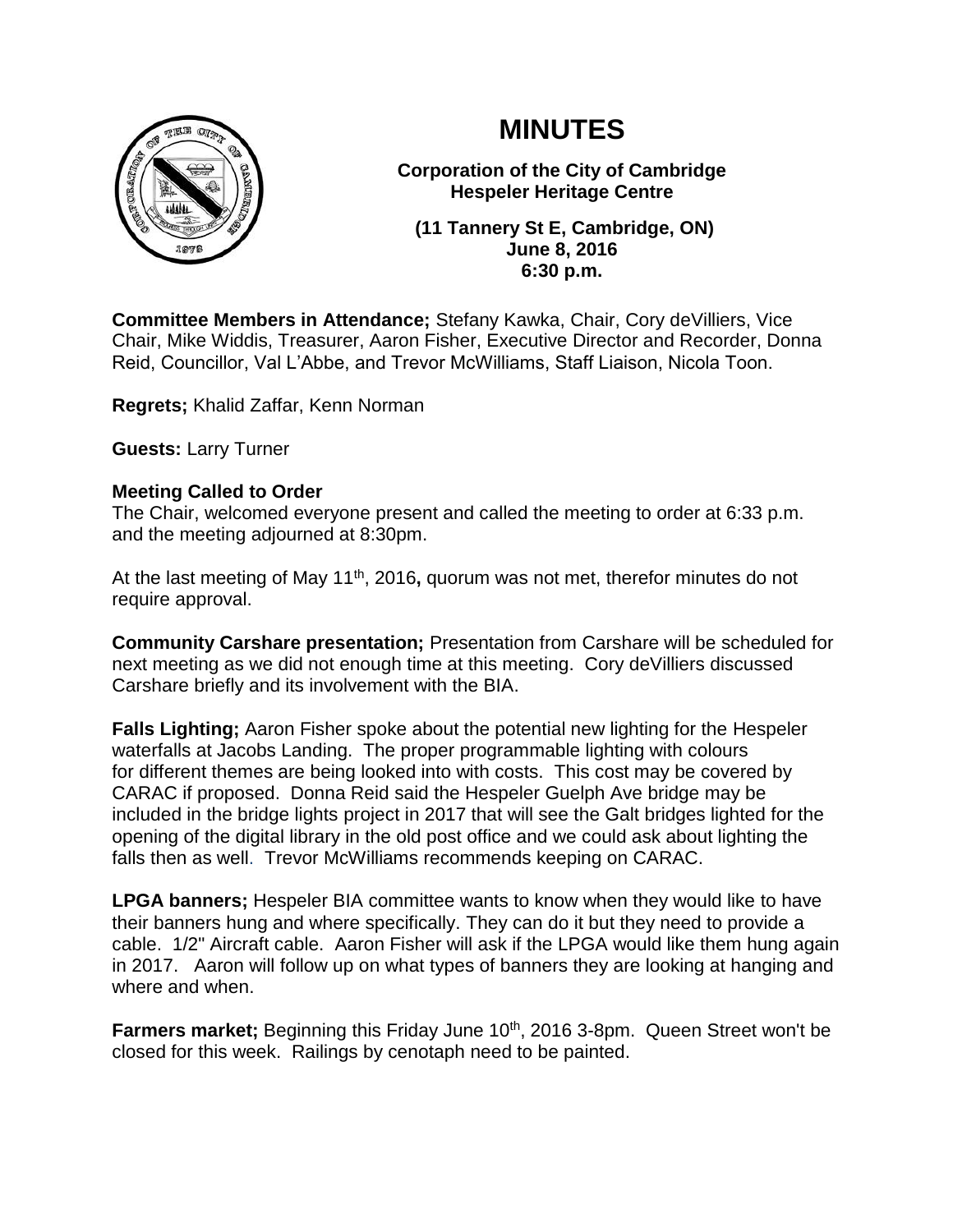# MINUTES

**Corporation of the City of Cambridge**
**Hespeler Heritage Centre**

**(11 Tannery St E, Cambridge, ON)**
**June 8, 2016**
**6:30 p.m.**

**Committee Members in Attendance;** Stefany Kawka, Chair, Cory deVilliers, Vice Chair, Mike Widdis, Treasurer, Aaron Fisher, Executive Director and Recorder, Donna Reid, Councillor, Val L'Abbe, and Trevor McWilliams, Staff Liaison, Nicola Toon.

**Regrets;** Khalid Zaffar, Kenn Norman

**Guests:** Larry Turner

**Meeting Called to Order**
The Chair, welcomed everyone present and called the meeting to order at 6:33 p.m. and the meeting adjourned at 8:30pm.

At the last meeting of May 11th, 2016**,** quorum was not met, therefor minutes do not require approval.

**Community Carshare presentation;** Presentation from Carshare will be scheduled for next meeting as we did not enough time at this meeting. Cory deVilliers discussed Carshare briefly and its involvement with the BIA.

**Falls Lighting;** Aaron Fisher spoke about the potential new lighting for the Hespeler waterfalls at Jacobs Landing. The proper programmable lighting with colours for different themes are being looked into with costs. This cost may be covered by CARAC if proposed. Donna Reid said the Hespeler Guelph Ave bridge may be included in the bridge lights project in 2017 that will see the Galt bridges lighted for the opening of the digital library in the old post office and we could ask about lighting the falls then as well. Trevor McWilliams recommends keeping on CARAC.

**LPGA banners;** Hespeler BIA committee wants to know when they would like to have their banners hung and where specifically. They can do it but they need to provide a cable. 1/2" Aircraft cable. Aaron Fisher will ask if the LPGA would like them hung again in 2017. Aaron will follow up on what types of banners they are looking at hanging and where and when.

**Farmers market;** Beginning this Friday June 10th, 2016 3-8pm. Queen Street won't be closed for this week. Railings by cenotaph need to be painted.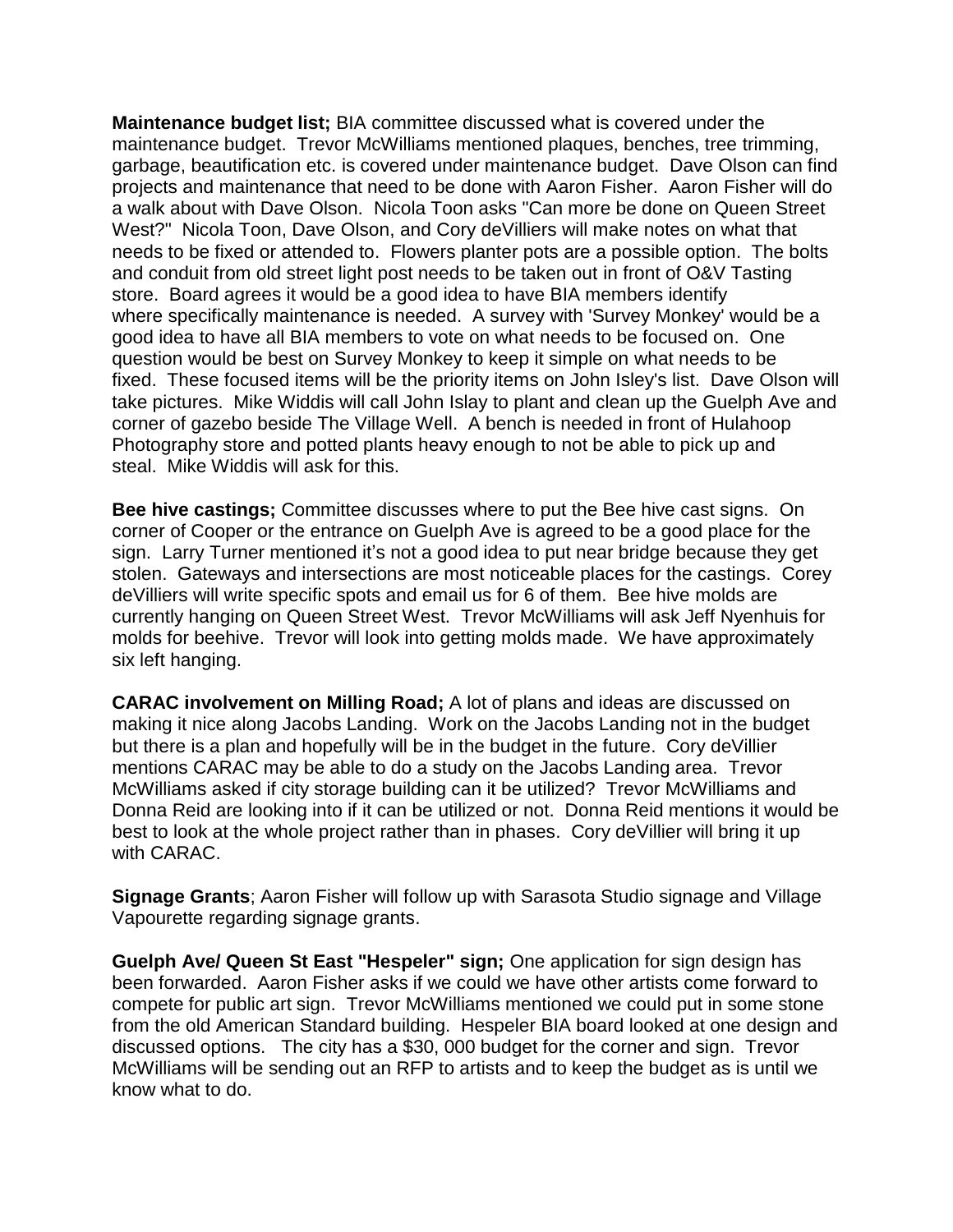**Maintenance budget list;** BIA committee discussed what is covered under the maintenance budget. Trevor McWilliams mentioned plaques, benches, tree trimming, garbage, beautification etc. is covered under maintenance budget. Dave Olson can find projects and maintenance that need to be done with Aaron Fisher. Aaron Fisher will do a walk about with Dave Olson. Nicola Toon asks "Can more be done on Queen Street West?" Nicola Toon, Dave Olson, and Cory deVilliers will make notes on what that needs to be fixed or attended to. Flowers planter pots are a possible option. The bolts and conduit from old street light post needs to be taken out in front of O&V Tasting store. Board agrees it would be a good idea to have BIA members identify where specifically maintenance is needed. A survey with 'Survey Monkey' would be a good idea to have all BIA members to vote on what needs to be focused on. One question would be best on Survey Monkey to keep it simple on what needs to be fixed. These focused items will be the priority items on John Isley's list. Dave Olson will take pictures. Mike Widdis will call John Islay to plant and clean up the Guelph Ave and corner of gazebo beside The Village Well. A bench is needed in front of Hulahoop Photography store and potted plants heavy enough to not be able to pick up and steal. Mike Widdis will ask for this.

**Bee hive castings;** Committee discusses where to put the Bee hive cast signs. On corner of Cooper or the entrance on Guelph Ave is agreed to be a good place for the sign. Larry Turner mentioned it's not a good idea to put near bridge because they get stolen. Gateways and intersections are most noticeable places for the castings. Corey deVilliers will write specific spots and email us for 6 of them. Bee hive molds are currently hanging on Queen Street West. Trevor McWilliams will ask Jeff Nyenhuis for molds for beehive. Trevor will look into getting molds made. We have approximately six left hanging.

**CARAC involvement on Milling Road;** A lot of plans and ideas are discussed on making it nice along Jacobs Landing. Work on the Jacobs Landing not in the budget but there is a plan and hopefully will be in the budget in the future. Cory deVillier mentions CARAC may be able to do a study on the Jacobs Landing area. Trevor McWilliams asked if city storage building can it be utilized? Trevor McWilliams and Donna Reid are looking into if it can be utilized or not. Donna Reid mentions it would be best to look at the whole project rather than in phases. Cory deVillier will bring it up with CARAC.

**Signage Grants**; Aaron Fisher will follow up with Sarasota Studio signage and Village Vapourette regarding signage grants.

**Guelph Ave/ Queen St East "Hespeler" sign;** One application for sign design has been forwarded. Aaron Fisher asks if we could we have other artists come forward to compete for public art sign. Trevor McWilliams mentioned we could put in some stone from the old American Standard building. Hespeler BIA board looked at one design and discussed options. The city has a $30, 000 budget for the corner and sign. Trevor McWilliams will be sending out an RFP to artists and to keep the budget as is until we know what to do.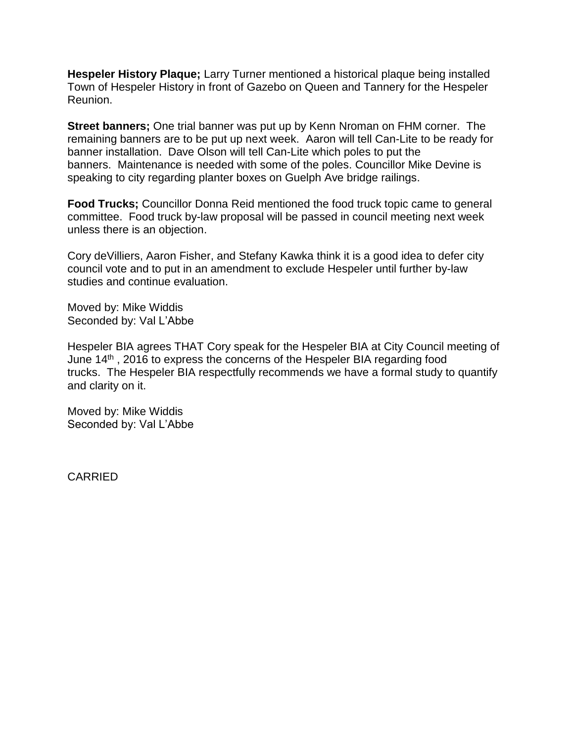**Hespeler History Plaque;** Larry Turner mentioned a historical plaque being installed Town of Hespeler History in front of Gazebo on Queen and Tannery for the Hespeler Reunion.

**Street banners;** One trial banner was put up by Kenn Nroman on FHM corner. The remaining banners are to be put up next week. Aaron will tell Can-Lite to be ready for banner installation. Dave Olson will tell Can-Lite which poles to put the banners. Maintenance is needed with some of the poles. Councillor Mike Devine is speaking to city regarding planter boxes on Guelph Ave bridge railings.

**Food Trucks;** Councillor Donna Reid mentioned the food truck topic came to general committee. Food truck by-law proposal will be passed in council meeting next week unless there is an objection.

Cory deVilliers, Aaron Fisher, and Stefany Kawka think it is a good idea to defer city council vote and to put in an amendment to exclude Hespeler until further by-law studies and continue evaluation.

Moved by: Mike Widdis
Seconded by: Val L'Abbe

Hespeler BIA agrees THAT Cory speak for the Hespeler BIA at City Council meeting of June 14th , 2016 to express the concerns of the Hespeler BIA regarding food trucks. The Hespeler BIA respectfully recommends we have a formal study to quantify and clarity on it.

Moved by: Mike Widdis
Seconded by: Val L'Abbe

CARRIED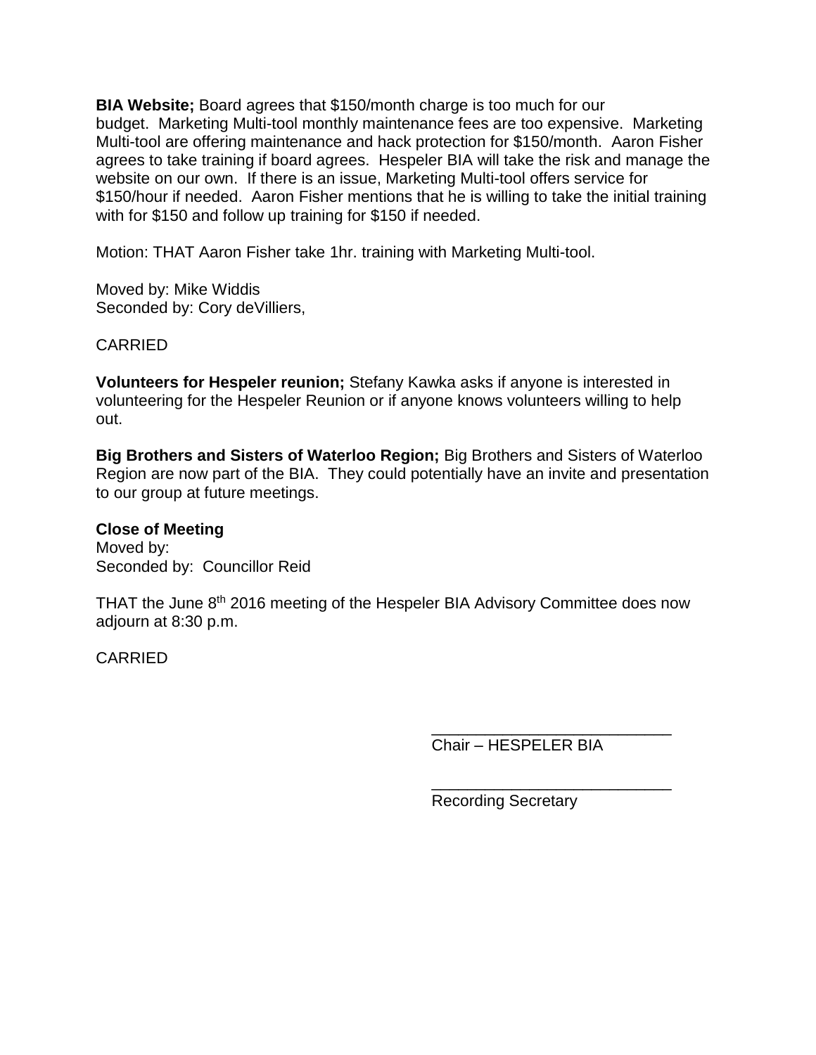**BIA Website;** Board agrees that $150/month charge is too much for our budget. Marketing Multi-tool monthly maintenance fees are too expensive. Marketing Multi-tool are offering maintenance and hack protection for $150/month. Aaron Fisher agrees to take training if board agrees. Hespeler BIA will take the risk and manage the website on our own. If there is an issue, Marketing Multi-tool offers service for $150/hour if needed. Aaron Fisher mentions that he is willing to take the initial training with for $150 and follow up training for $150 if needed.

Motion: THAT Aaron Fisher take 1hr. training with Marketing Multi-tool.

Moved by: Mike Widdis
Seconded by: Cory deVilliers,

CARRIED

**Volunteers for Hespeler reunion;** Stefany Kawka asks if anyone is interested in volunteering for the Hespeler Reunion or if anyone knows volunteers willing to help out.

**Big Brothers and Sisters of Waterloo Region;** Big Brothers and Sisters of Waterloo Region are now part of the BIA. They could potentially have an invite and presentation to our group at future meetings.

**Close of Meeting**
Moved by:
Seconded by: Councillor Reid

THAT the June 8th 2016 meeting of the Hespeler BIA Advisory Committee does now adjourn at 8:30 p.m.

CARRIED

___________________________
Chair – HESPELER BIA

___________________________
Recording Secretary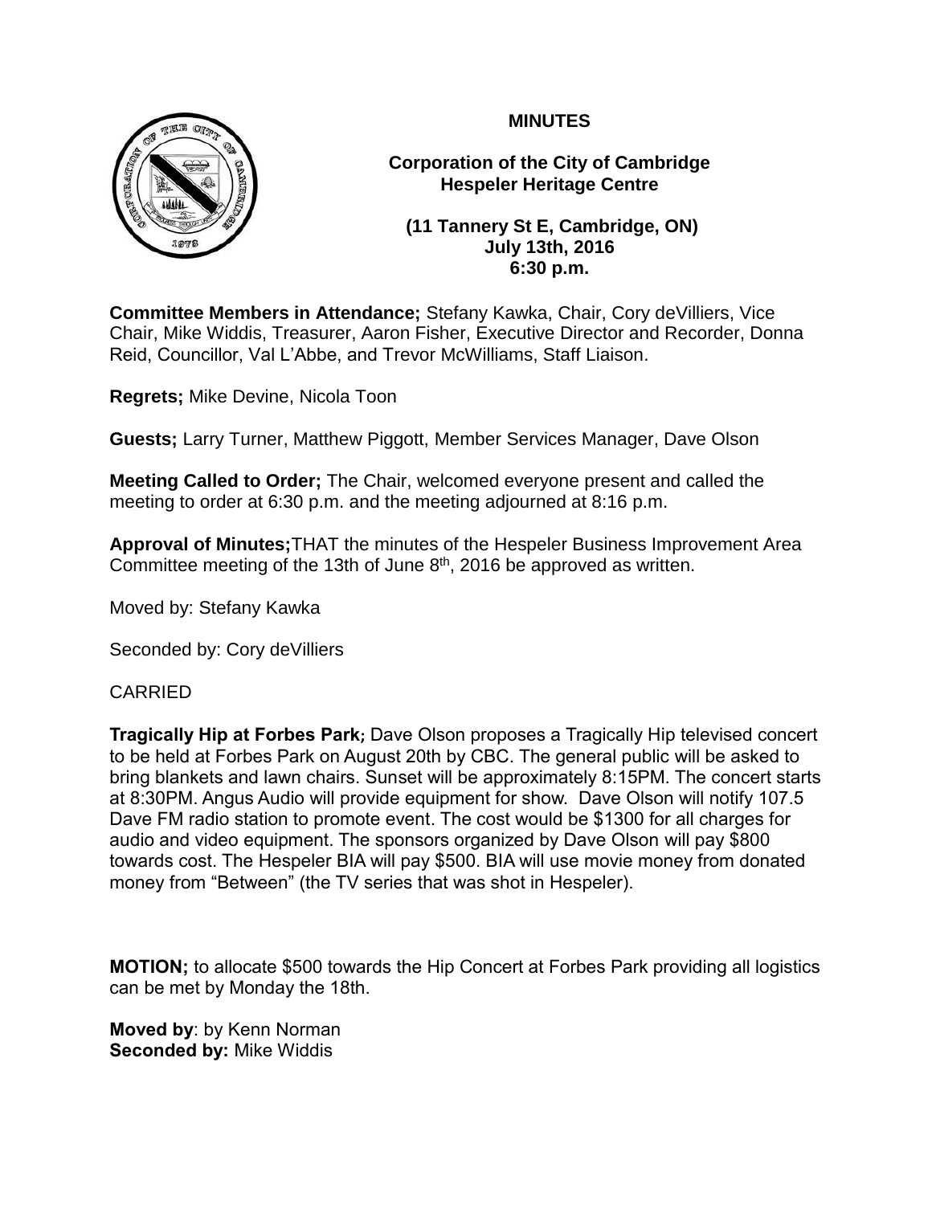**MINUTES**

**Corporation of the City of Cambridge**
**Hespeler Heritage Centre**

**(11 Tannery St E, Cambridge, ON)**
**July 13th, 2016**
**6:30 p.m.**

**Committee Members in Attendance;** Stefany Kawka, Chair, Cory deVilliers, Vice Chair, Mike Widdis, Treasurer, Aaron Fisher, Executive Director and Recorder, Donna Reid, Councillor, Val L'Abbe, and Trevor McWilliams, Staff Liaison.

**Regrets;** Mike Devine, Nicola Toon

**Guests;** Larry Turner, Matthew Piggott, Member Services Manager, Dave Olson

**Meeting Called to Order;** The Chair, welcomed everyone present and called the meeting to order at 6:30 p.m. and the meeting adjourned at 8:16 p.m.

**Approval of Minutes;**THAT the minutes of the Hespeler Business Improvement Area Committee meeting of the 13th of June 8th, 2016 be approved as written.

Moved by: Stefany Kawka

Seconded by: Cory deVilliers

CARRIED

**Tragically Hip at Forbes Park;** Dave Olson proposes a Tragically Hip televised concert to be held at Forbes Park on August 20th by CBC. The general public will be asked to bring blankets and lawn chairs. Sunset will be approximately 8:15PM. The concert starts at 8:30PM. Angus Audio will provide equipment for show. Dave Olson will notify 107.5 Dave FM radio station to promote event. The cost would be $1300 for all charges for audio and video equipment. The sponsors organized by Dave Olson will pay $800 towards cost. The Hespeler BIA will pay $500. BIA will use movie money from donated money from "Between" (the TV series that was shot in Hespeler).

**MOTION;** to allocate $500 towards the Hip Concert at Forbes Park providing all logistics can be met by Monday the 18th.

**Moved by**: by Kenn Norman
**Seconded by:** Mike Widdis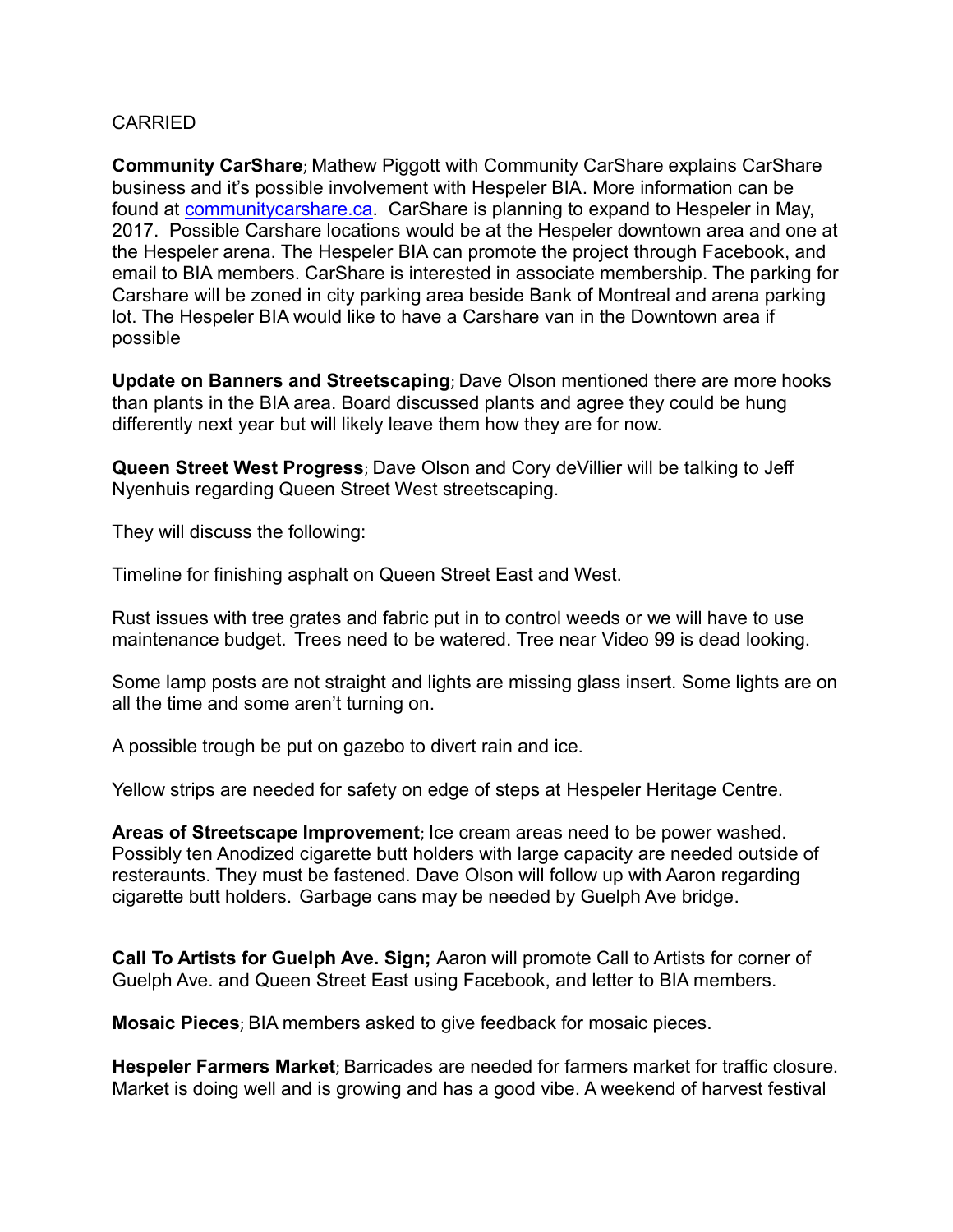CARRIED

**Community CarShare**; Mathew Piggott with Community CarShare explains CarShare business and it's possible involvement with Hespeler BIA. More information can be found at communitycarshare.ca. CarShare is planning to expand to Hespeler in May, 2017. Possible Carshare locations would be at the Hespeler downtown area and one at the Hespeler arena. The Hespeler BIA can promote the project through Facebook, and email to BIA members. CarShare is interested in associate membership. The parking for Carshare will be zoned in city parking area beside Bank of Montreal and arena parking lot. The Hespeler BIA would like to have a Carshare van in the Downtown area if possible

**Update on Banners and Streetscaping**; Dave Olson mentioned there are more hooks than plants in the BIA area. Board discussed plants and agree they could be hung differently next year but will likely leave them how they are for now.

**Queen Street West Progress**; Dave Olson and Cory deVillier will be talking to Jeff Nyenhuis regarding Queen Street West streetscaping.

They will discuss the following:

Timeline for finishing asphalt on Queen Street East and West.

Rust issues with tree grates and fabric put in to control weeds or we will have to use maintenance budget. Trees need to be watered. Tree near Video 99 is dead looking.

Some lamp posts are not straight and lights are missing glass insert. Some lights are on all the time and some aren't turning on.

A possible trough be put on gazebo to divert rain and ice.

Yellow strips are needed for safety on edge of steps at Hespeler Heritage Centre.

**Areas of Streetscape Improvement**; Ice cream areas need to be power washed. Possibly ten Anodized cigarette butt holders with large capacity are needed outside of resteraunts. They must be fastened. Dave Olson will follow up with Aaron regarding cigarette butt holders. Garbage cans may be needed by Guelph Ave bridge.

**Call To Artists for Guelph Ave. Sign;** Aaron will promote Call to Artists for corner of Guelph Ave. and Queen Street East using Facebook, and letter to BIA members.

**Mosaic Pieces**; BIA members asked to give feedback for mosaic pieces.

**Hespeler Farmers Market**; Barricades are needed for farmers market for traffic closure. Market is doing well and is growing and has a good vibe. A weekend of harvest festival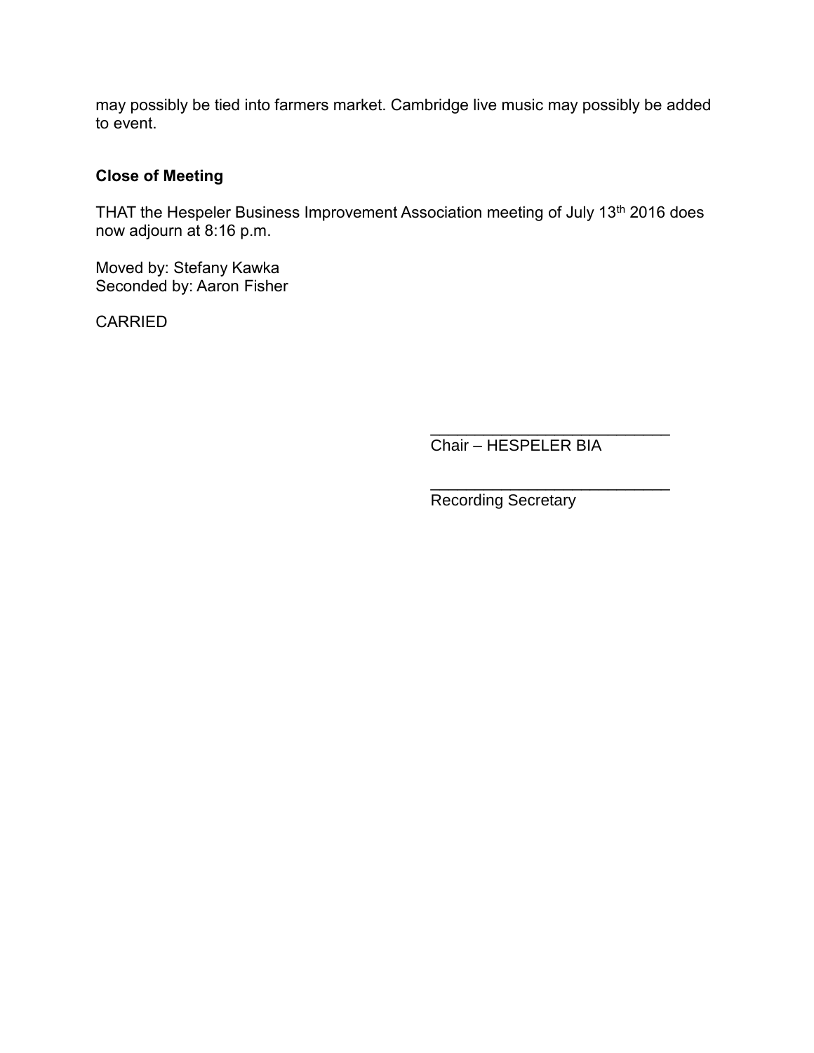may possibly be tied into farmers market. Cambridge live music may possibly be added to event.

**Close of Meeting**

THAT the Hespeler Business Improvement Association meeting of July 13th 2016 does now adjourn at 8:16 p.m.

Moved by: Stefany Kawka
Seconded by: Aaron Fisher

CARRIED

___________________________
Chair – HESPELER BIA

___________________________
Recording Secretary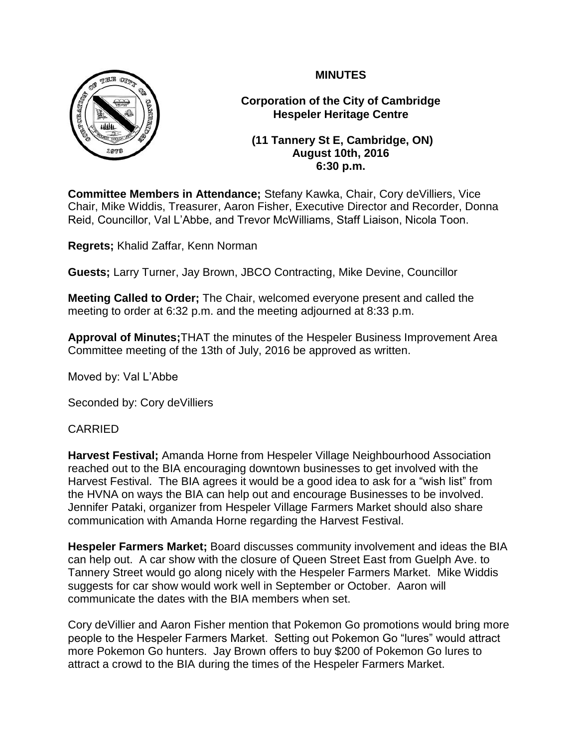**MINUTES**

**Corporation of the City of Cambridge**
**Hespeler Heritage Centre**

**(11 Tannery St E, Cambridge, ON)**
**August 10th, 2016**
**6:30 p.m.**

**Committee Members in Attendance;** Stefany Kawka, Chair, Cory deVilliers, Vice Chair, Mike Widdis, Treasurer, Aaron Fisher, Executive Director and Recorder, Donna Reid, Councillor, Val L'Abbe, and Trevor McWilliams, Staff Liaison, Nicola Toon.

**Regrets;** Khalid Zaffar, Kenn Norman

**Guests;** Larry Turner, Jay Brown, JBCO Contracting, Mike Devine, Councillor

**Meeting Called to Order;** The Chair, welcomed everyone present and called the meeting to order at 6:32 p.m. and the meeting adjourned at 8:33 p.m.

**Approval of Minutes;** THAT the minutes of the Hespeler Business Improvement Area Committee meeting of the 13th of July, 2016 be approved as written.

Moved by: Val L'Abbe

Seconded by: Cory deVilliers

CARRIED

**Harvest Festival;** Amanda Horne from Hespeler Village Neighbourhood Association reached out to the BIA encouraging downtown businesses to get involved with the Harvest Festival. The BIA agrees it would be a good idea to ask for a "wish list" from the HVNA on ways the BIA can help out and encourage Businesses to be involved. Jennifer Pataki, organizer from Hespeler Village Farmers Market should also share communication with Amanda Horne regarding the Harvest Festival.

**Hespeler Farmers Market;** Board discusses community involvement and ideas the BIA can help out. A car show with the closure of Queen Street East from Guelph Ave. to Tannery Street would go along nicely with the Hespeler Farmers Market. Mike Widdis suggests for car show would work well in September or October. Aaron will communicate the dates with the BIA members when set.

Cory deVillier and Aaron Fisher mention that Pokemon Go promotions would bring more people to the Hespeler Farmers Market. Setting out Pokemon Go "lures" would attract more Pokemon Go hunters. Jay Brown offers to buy $200 of Pokemon Go lures to attract a crowd to the BIA during the times of the Hespeler Farmers Market.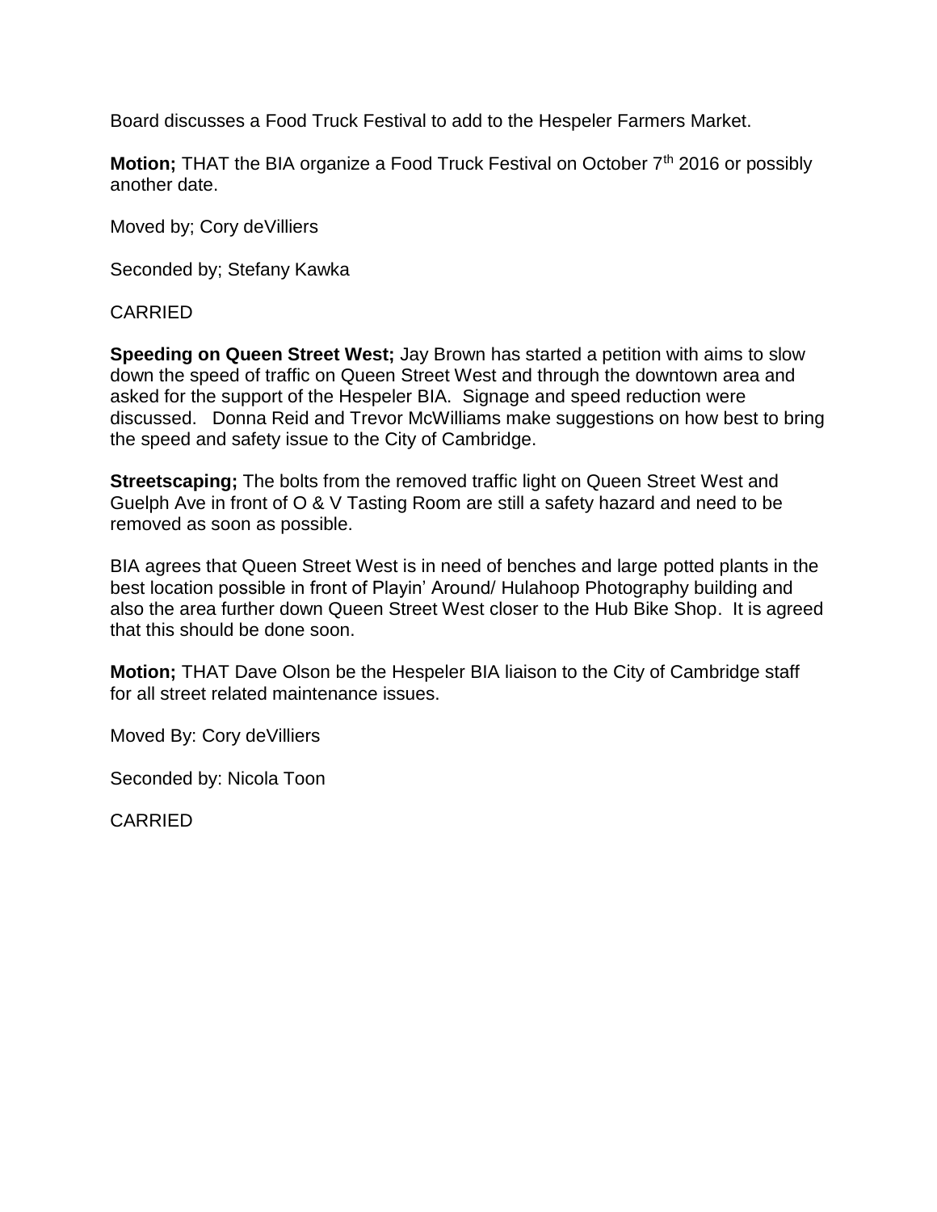Board discusses a Food Truck Festival to add to the Hespeler Farmers Market.

**Motion;** THAT the BIA organize a Food Truck Festival on October 7th 2016 or possibly another date.

Moved by; Cory deVilliers

Seconded by; Stefany Kawka

CARRIED

**Speeding on Queen Street West;** Jay Brown has started a petition with aims to slow down the speed of traffic on Queen Street West and through the downtown area and asked for the support of the Hespeler BIA. Signage and speed reduction were discussed. Donna Reid and Trevor McWilliams make suggestions on how best to bring the speed and safety issue to the City of Cambridge.

**Streetscaping;** The bolts from the removed traffic light on Queen Street West and Guelph Ave in front of O & V Tasting Room are still a safety hazard and need to be removed as soon as possible.

BIA agrees that Queen Street West is in need of benches and large potted plants in the best location possible in front of Playin' Around/ Hulahoop Photography building and also the area further down Queen Street West closer to the Hub Bike Shop. It is agreed that this should be done soon.

**Motion;** THAT Dave Olson be the Hespeler BIA liaison to the City of Cambridge staff for all street related maintenance issues.

Moved By: Cory deVilliers

Seconded by: Nicola Toon

CARRIED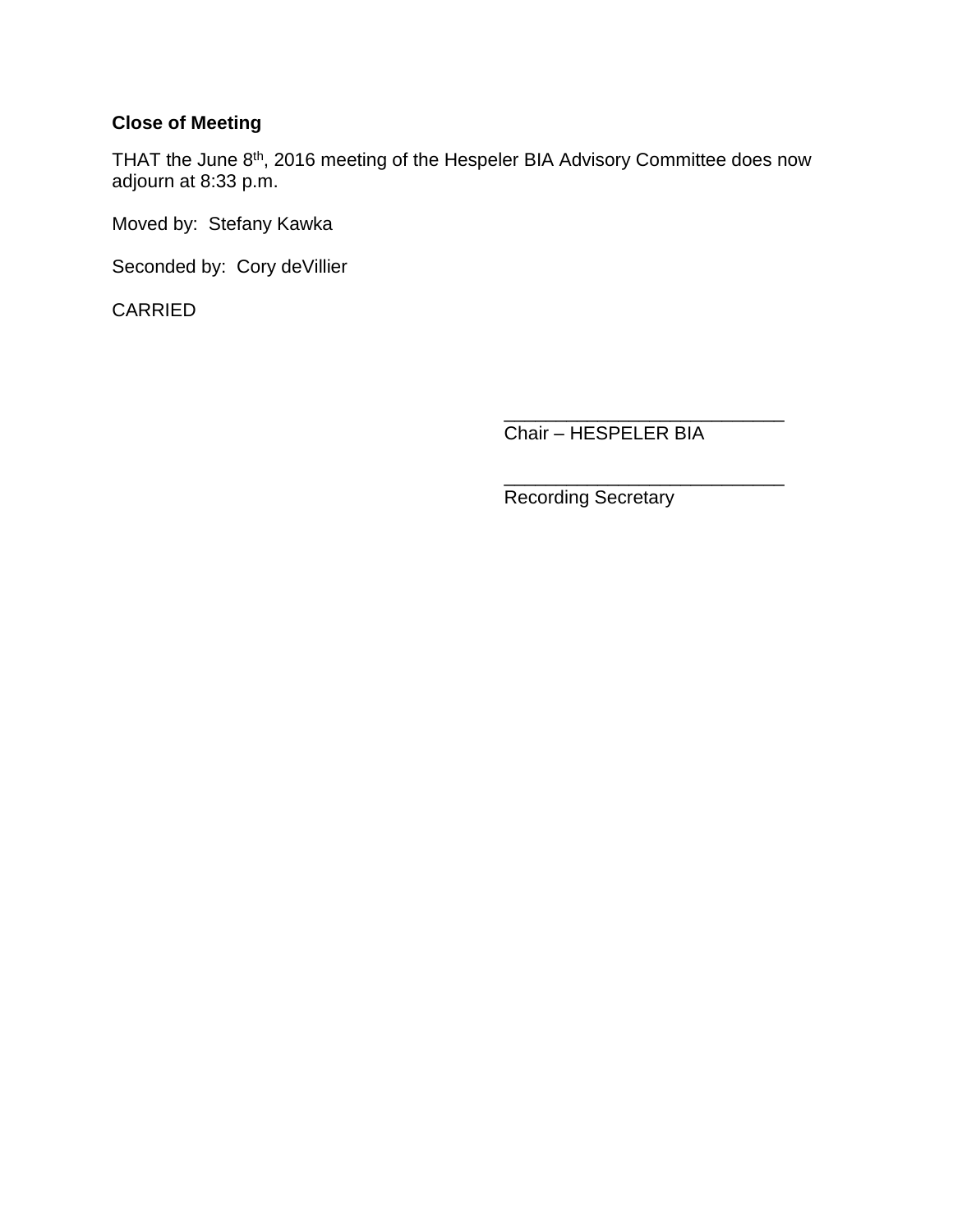**Close of Meeting**

THAT the June 8th, 2016 meeting of the Hespeler BIA Advisory Committee does now adjourn at 8:33 p.m.

Moved by: Stefany Kawka

Seconded by: Cory deVillier

CARRIED

___________________________
Chair – HESPELER BIA

___________________________
Recording Secretary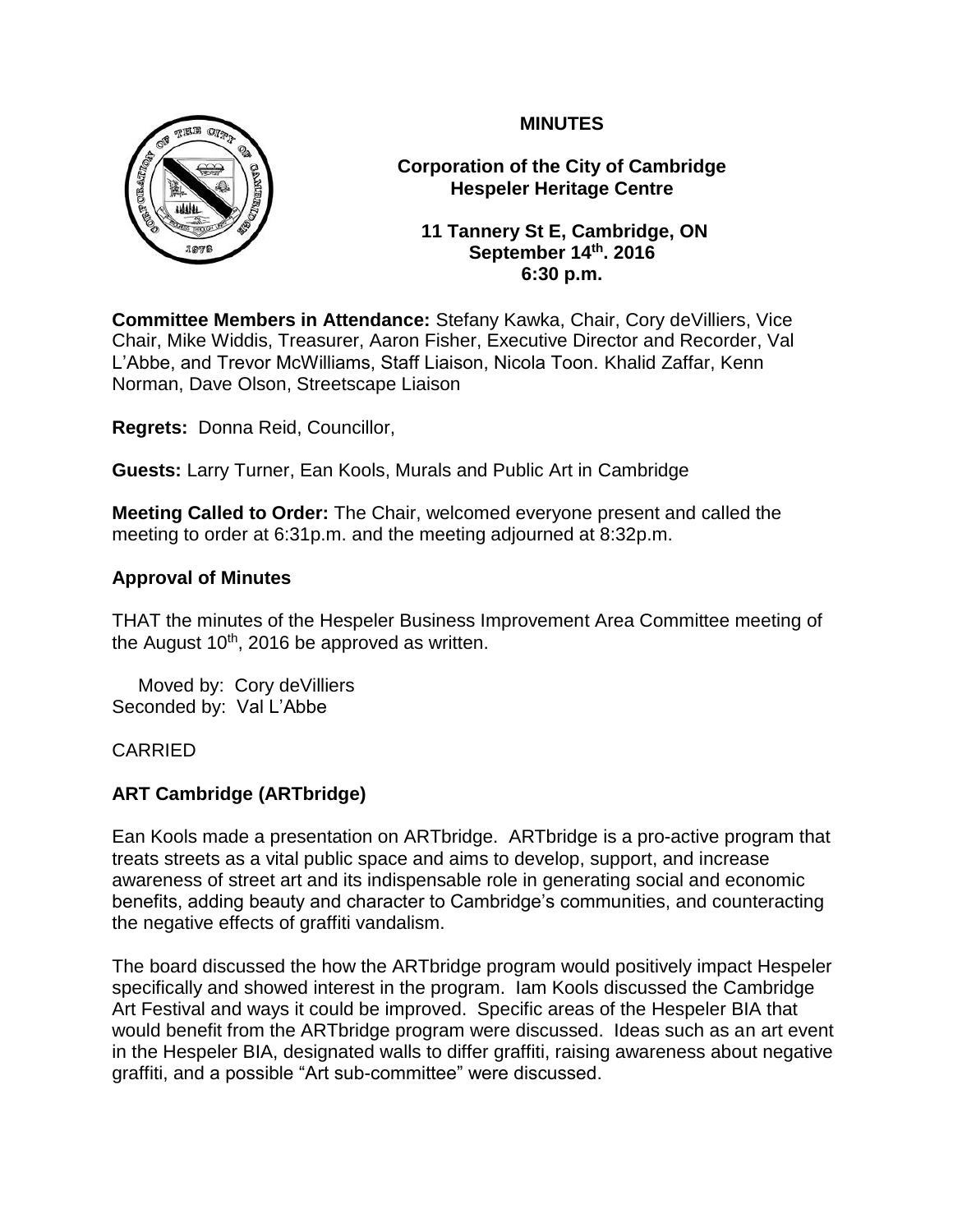**MINUTES**

**Corporation of the City of Cambridge**
**Hespeler Heritage Centre**

**11 Tannery St E, Cambridge, ON**
**September 14th. 2016**
**6:30 p.m.**

**Committee Members in Attendance:** Stefany Kawka, Chair, Cory deVilliers, Vice Chair, Mike Widdis, Treasurer, Aaron Fisher, Executive Director and Recorder, Val L'Abbe, and Trevor McWilliams, Staff Liaison, Nicola Toon. Khalid Zaffar, Kenn Norman, Dave Olson, Streetscape Liaison

**Regrets:** Donna Reid, Councillor,

**Guests:** Larry Turner, Ean Kools, Murals and Public Art in Cambridge

**Meeting Called to Order:** The Chair, welcomed everyone present and called the meeting to order at 6:31p.m. and the meeting adjourned at 8:32p.m.

**Approval of Minutes**

THAT the minutes of the Hespeler Business Improvement Area Committee meeting of the August 10th, 2016 be approved as written.

Moved by: Cory deVilliers
Seconded by: Val L'Abbe

CARRIED

**ART Cambridge (ARTbridge)**

Ean Kools made a presentation on ARTbridge. ARTbridge is a pro-active program that treats streets as a vital public space and aims to develop, support, and increase awareness of street art and its indispensable role in generating social and economic benefits, adding beauty and character to Cambridge's communities, and counteracting the negative effects of graffiti vandalism.

The board discussed the how the ARTbridge program would positively impact Hespeler specifically and showed interest in the program. Iam Kools discussed the Cambridge Art Festival and ways it could be improved. Specific areas of the Hespeler BIA that would benefit from the ARTbridge program were discussed. Ideas such as an art event in the Hespeler BIA, designated walls to differ graffiti, raising awareness about negative graffiti, and a possible "Art sub-committee" were discussed.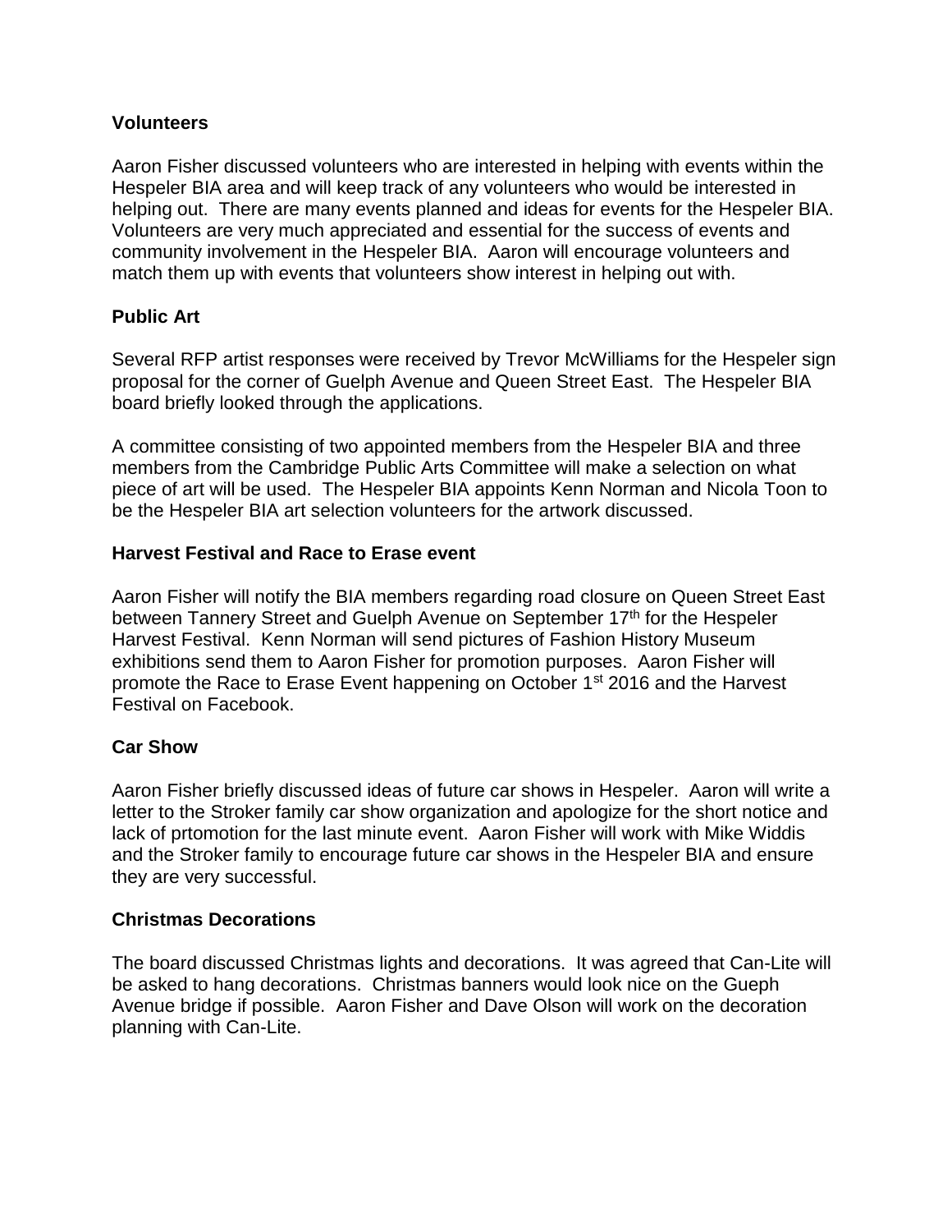**Volunteers**

Aaron Fisher discussed volunteers who are interested in helping with events within the Hespeler BIA area and will keep track of any volunteers who would be interested in helping out. There are many events planned and ideas for events for the Hespeler BIA. Volunteers are very much appreciated and essential for the success of events and community involvement in the Hespeler BIA. Aaron will encourage volunteers and match them up with events that volunteers show interest in helping out with.

**Public Art**

Several RFP artist responses were received by Trevor McWilliams for the Hespeler sign proposal for the corner of Guelph Avenue and Queen Street East. The Hespeler BIA board briefly looked through the applications.

A committee consisting of two appointed members from the Hespeler BIA and three members from the Cambridge Public Arts Committee will make a selection on what piece of art will be used. The Hespeler BIA appoints Kenn Norman and Nicola Toon to be the Hespeler BIA art selection volunteers for the artwork discussed.

**Harvest Festival and Race to Erase event**

Aaron Fisher will notify the BIA members regarding road closure on Queen Street East between Tannery Street and Guelph Avenue on September 17th for the Hespeler Harvest Festival. Kenn Norman will send pictures of Fashion History Museum exhibitions send them to Aaron Fisher for promotion purposes. Aaron Fisher will promote the Race to Erase Event happening on October 1st 2016 and the Harvest Festival on Facebook.

**Car Show**

Aaron Fisher briefly discussed ideas of future car shows in Hespeler. Aaron will write a letter to the Stroker family car show organization and apologize for the short notice and lack of prtomotion for the last minute event. Aaron Fisher will work with Mike Widdis and the Stroker family to encourage future car shows in the Hespeler BIA and ensure they are very successful.

**Christmas Decorations**

The board discussed Christmas lights and decorations. It was agreed that Can-Lite will be asked to hang decorations. Christmas banners would look nice on the Gueph Avenue bridge if possible. Aaron Fisher and Dave Olson will work on the decoration planning with Can-Lite.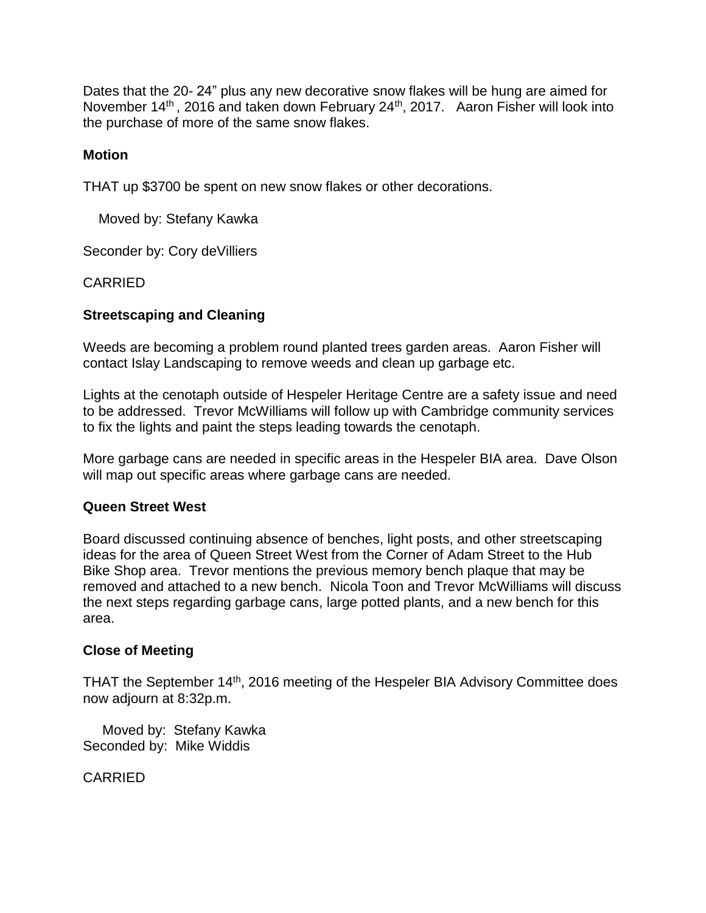Dates that the 20- 24" plus any new decorative snow flakes will be hung are aimed for November 14th, 2016 and taken down February 24th, 2017. Aaron Fisher will look into the purchase of more of the same snow flakes.

**Motion**

THAT up $3700 be spent on new snow flakes or other decorations.

Moved by: Stefany Kawka

Seconder by: Cory deVilliers

CARRIED

**Streetscaping and Cleaning**

Weeds are becoming a problem round planted trees garden areas. Aaron Fisher will contact Islay Landscaping to remove weeds and clean up garbage etc.

Lights at the cenotaph outside of Hespeler Heritage Centre are a safety issue and need to be addressed. Trevor McWilliams will follow up with Cambridge community services to fix the lights and paint the steps leading towards the cenotaph.

More garbage cans are needed in specific areas in the Hespeler BIA area. Dave Olson will map out specific areas where garbage cans are needed.

**Queen Street West**

Board discussed continuing absence of benches, light posts, and other streetscaping ideas for the area of Queen Street West from the Corner of Adam Street to the Hub Bike Shop area. Trevor mentions the previous memory bench plaque that may be removed and attached to a new bench. Nicola Toon and Trevor McWilliams will discuss the next steps regarding garbage cans, large potted plants, and a new bench for this area.

**Close of Meeting**

THAT the September 14th, 2016 meeting of the Hespeler BIA Advisory Committee does now adjourn at 8:32p.m.

Moved by: Stefany Kawka
Seconded by: Mike Widdis

CARRIED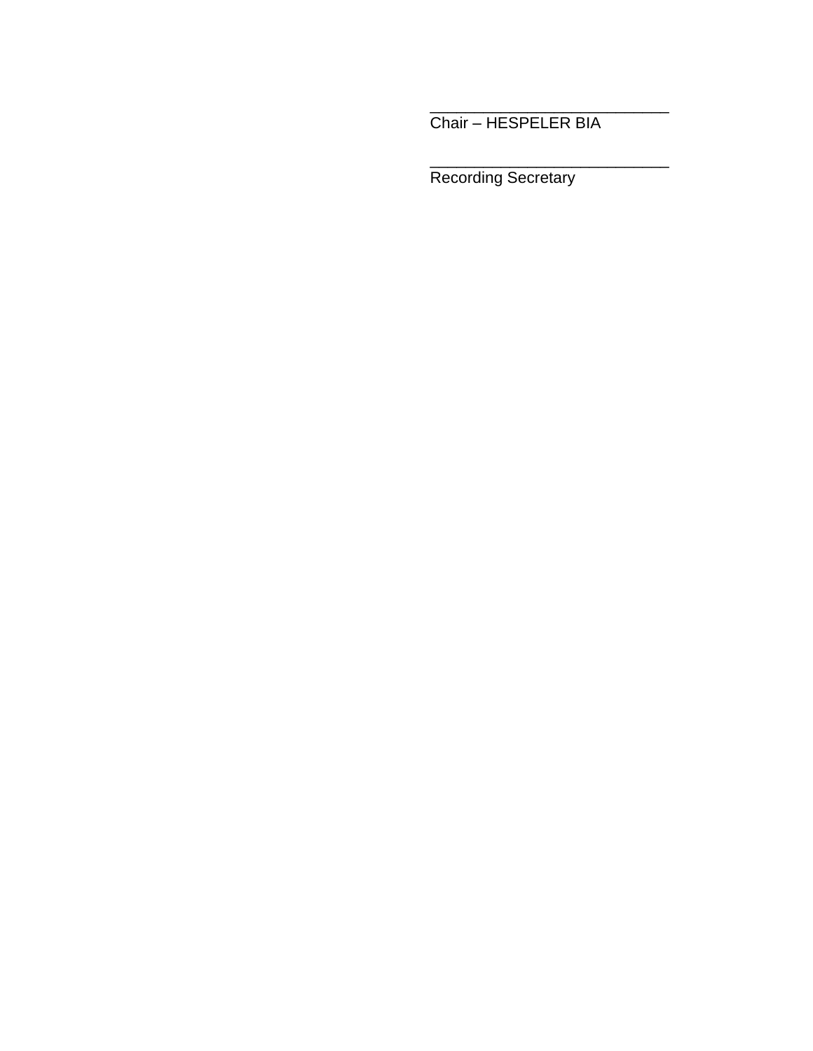___________________________
Chair – HESPELER BIA

___________________________
Recording Secretary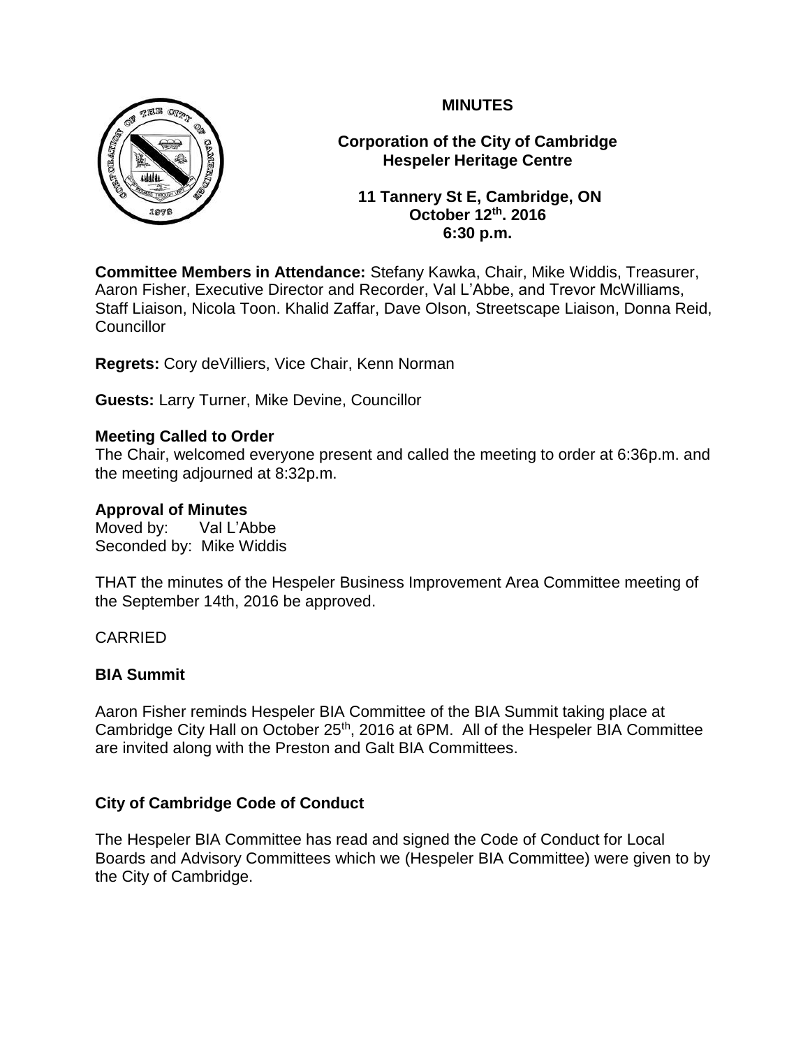**MINUTES**

**Corporation of the City of Cambridge**
**Hespeler Heritage Centre**

**11 Tannery St E, Cambridge, ON**
**October 12th. 2016**
**6:30 p.m.**

**Committee Members in Attendance:** Stefany Kawka, Chair, Mike Widdis, Treasurer, Aaron Fisher, Executive Director and Recorder, Val L'Abbe, and Trevor McWilliams, Staff Liaison, Nicola Toon. Khalid Zaffar, Dave Olson, Streetscape Liaison, Donna Reid, Councillor

**Regrets:** Cory deVilliers, Vice Chair, Kenn Norman

**Guests:** Larry Turner, Mike Devine, Councillor

**Meeting Called to Order**
The Chair, welcomed everyone present and called the meeting to order at 6:36p.m. and the meeting adjourned at 8:32p.m.

**Approval of Minutes**
Moved by: Val L'Abbe
Seconded by: Mike Widdis

THAT the minutes of the Hespeler Business Improvement Area Committee meeting of the September 14th, 2016 be approved.

CARRIED

**BIA Summit**

Aaron Fisher reminds Hespeler BIA Committee of the BIA Summit taking place at Cambridge City Hall on October 25th, 2016 at 6PM. All of the Hespeler BIA Committee are invited along with the Preston and Galt BIA Committees.

**City of Cambridge Code of Conduct**

The Hespeler BIA Committee has read and signed the Code of Conduct for Local Boards and Advisory Committees which we (Hespeler BIA Committee) were given to by the City of Cambridge.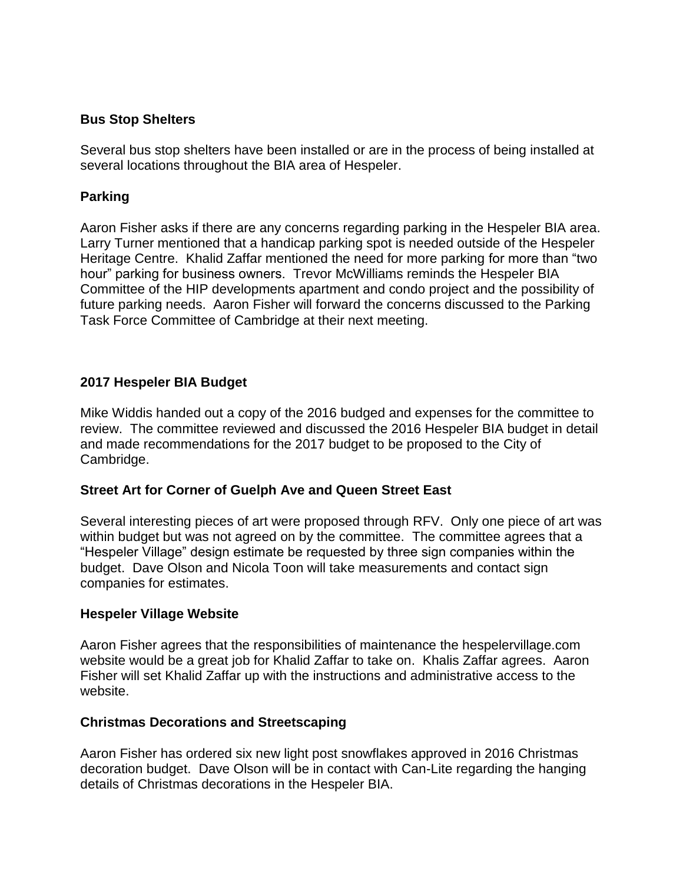**Bus Stop Shelters**

Several bus stop shelters have been installed or are in the process of being installed at several locations throughout the BIA area of Hespeler.

**Parking**

Aaron Fisher asks if there are any concerns regarding parking in the Hespeler BIA area. Larry Turner mentioned that a handicap parking spot is needed outside of the Hespeler Heritage Centre. Khalid Zaffar mentioned the need for more parking for more than "two hour" parking for business owners. Trevor McWilliams reminds the Hespeler BIA Committee of the HIP developments apartment and condo project and the possibility of future parking needs. Aaron Fisher will forward the concerns discussed to the Parking Task Force Committee of Cambridge at their next meeting.

**2017 Hespeler BIA Budget**

Mike Widdis handed out a copy of the 2016 budged and expenses for the committee to review. The committee reviewed and discussed the 2016 Hespeler BIA budget in detail and made recommendations for the 2017 budget to be proposed to the City of Cambridge.

**Street Art for Corner of Guelph Ave and Queen Street East**

Several interesting pieces of art were proposed through RFV. Only one piece of art was within budget but was not agreed on by the committee. The committee agrees that a "Hespeler Village" design estimate be requested by three sign companies within the budget. Dave Olson and Nicola Toon will take measurements and contact sign companies for estimates.

**Hespeler Village Website**

Aaron Fisher agrees that the responsibilities of maintenance the hespelervillage.com website would be a great job for Khalid Zaffar to take on. Khalis Zaffar agrees. Aaron Fisher will set Khalid Zaffar up with the instructions and administrative access to the website.

**Christmas Decorations and Streetscaping**

Aaron Fisher has ordered six new light post snowflakes approved in 2016 Christmas decoration budget. Dave Olson will be in contact with Can-Lite regarding the hanging details of Christmas decorations in the Hespeler BIA.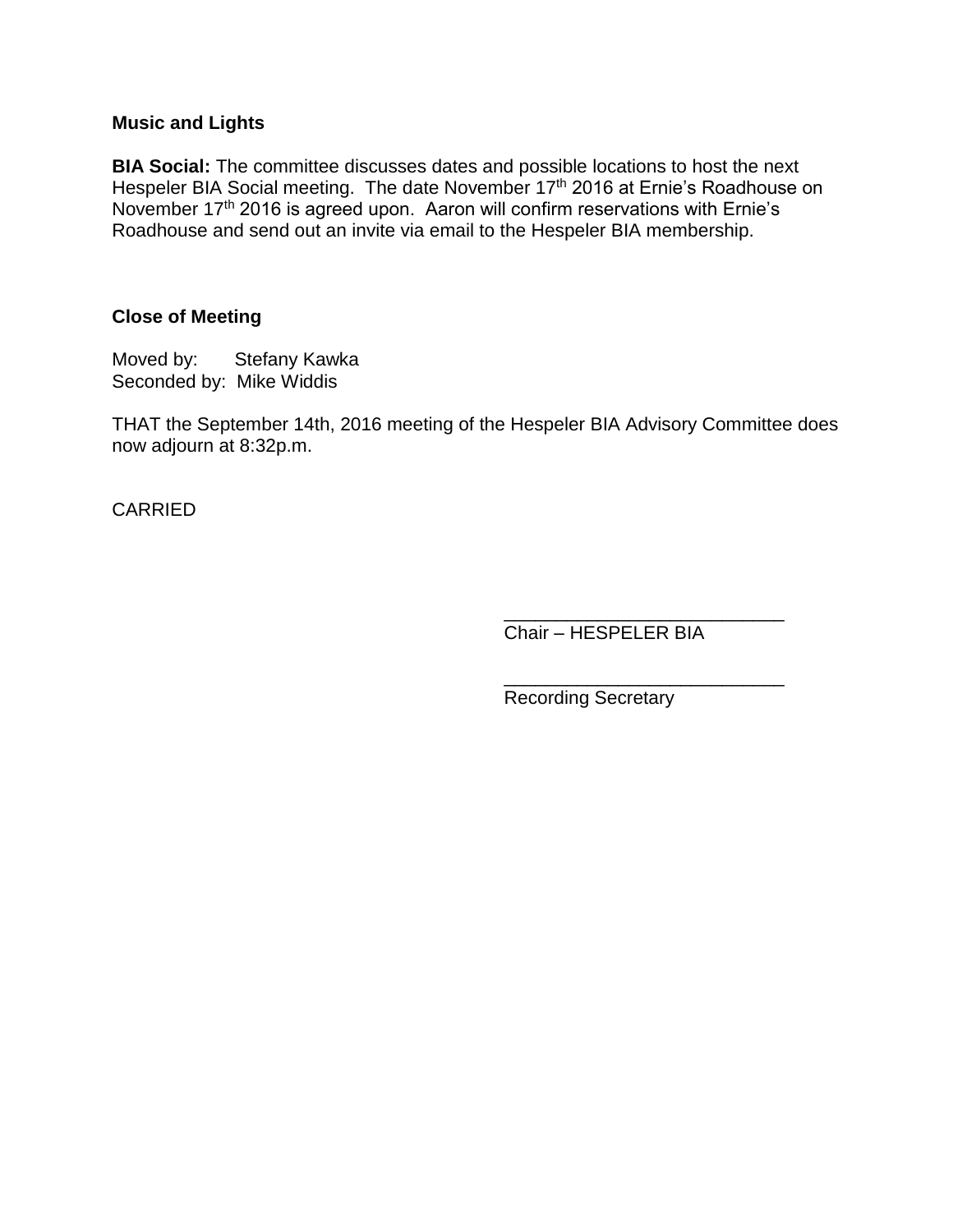**Music and Lights**

**BIA Social:** The committee discusses dates and possible locations to host the next Hespeler BIA Social meeting. The date November 17th 2016 at Ernie's Roadhouse on November 17th 2016 is agreed upon. Aaron will confirm reservations with Ernie's Roadhouse and send out an invite via email to the Hespeler BIA membership.

**Close of Meeting**

Moved by: Stefany Kawka
Seconded by: Mike Widdis

THAT the September 14th, 2016 meeting of the Hespeler BIA Advisory Committee does now adjourn at 8:32p.m.

CARRIED

___________________________
Chair – HESPELER BIA

___________________________
Recording Secretary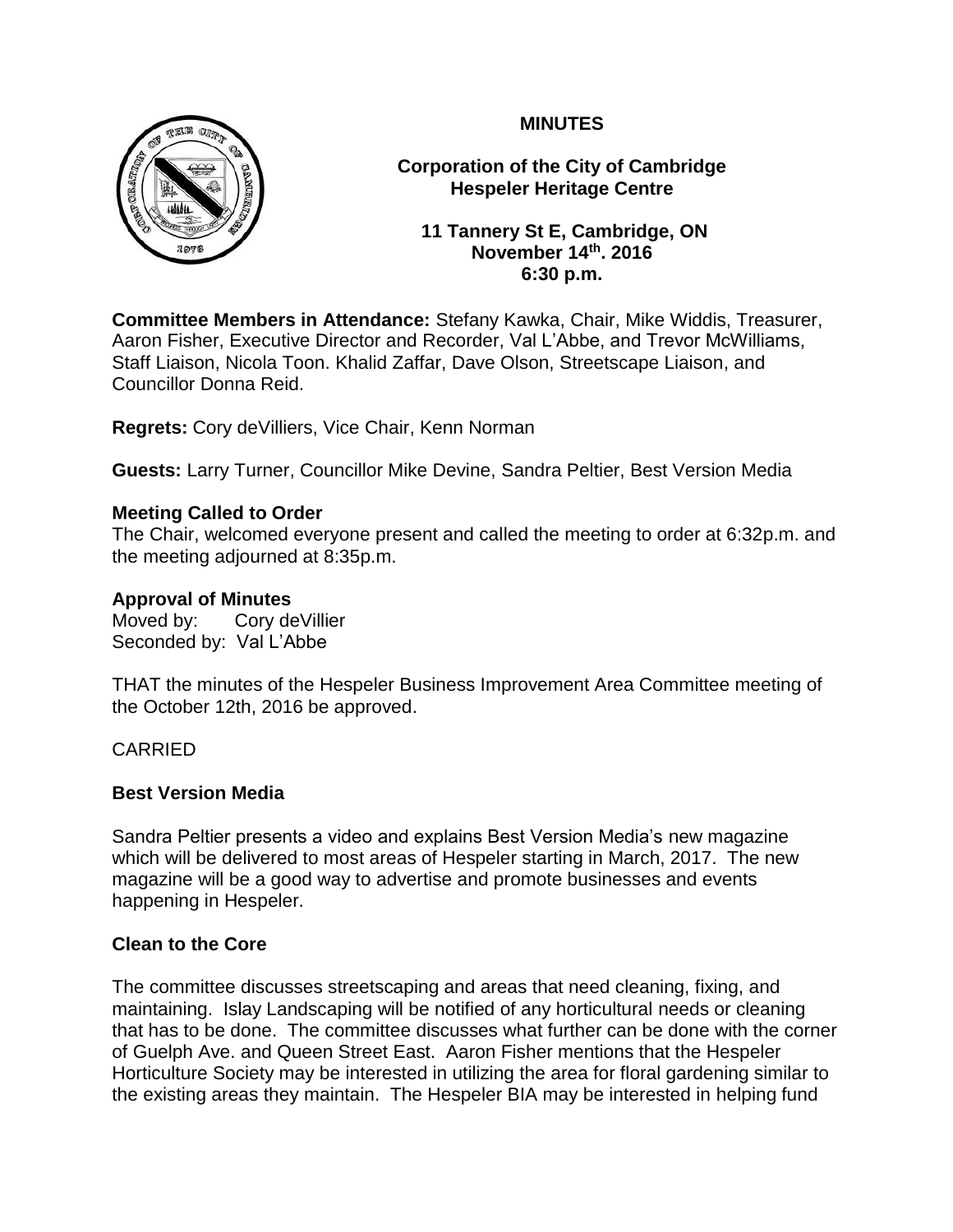**MINUTES**

**Corporation of the City of Cambridge**
**Hespeler Heritage Centre**

**11 Tannery St E, Cambridge, ON**
**November 14th. 2016**
**6:30 p.m.**

**Committee Members in Attendance:** Stefany Kawka, Chair, Mike Widdis, Treasurer, Aaron Fisher, Executive Director and Recorder, Val L'Abbe, and Trevor McWilliams, Staff Liaison, Nicola Toon. Khalid Zaffar, Dave Olson, Streetscape Liaison, and Councillor Donna Reid.

**Regrets:** Cory deVilliers, Vice Chair, Kenn Norman

**Guests:** Larry Turner, Councillor Mike Devine, Sandra Peltier, Best Version Media

**Meeting Called to Order**

The Chair, welcomed everyone present and called the meeting to order at 6:32p.m. and the meeting adjourned at 8:35p.m.

**Approval of Minutes**

Moved by: Cory deVillier
Seconded by: Val L'Abbe

THAT the minutes of the Hespeler Business Improvement Area Committee meeting of the October 12th, 2016 be approved.

CARRIED

**Best Version Media**

Sandra Peltier presents a video and explains Best Version Media's new magazine which will be delivered to most areas of Hespeler starting in March, 2017. The new magazine will be a good way to advertise and promote businesses and events happening in Hespeler.

**Clean to the Core**

The committee discusses streetscaping and areas that need cleaning, fixing, and maintaining. Islay Landscaping will be notified of any horticultural needs or cleaning that has to be done. The committee discusses what further can be done with the corner of Guelph Ave. and Queen Street East. Aaron Fisher mentions that the Hespeler Horticulture Society may be interested in utilizing the area for floral gardening similar to the existing areas they maintain. The Hespeler BIA may be interested in helping fund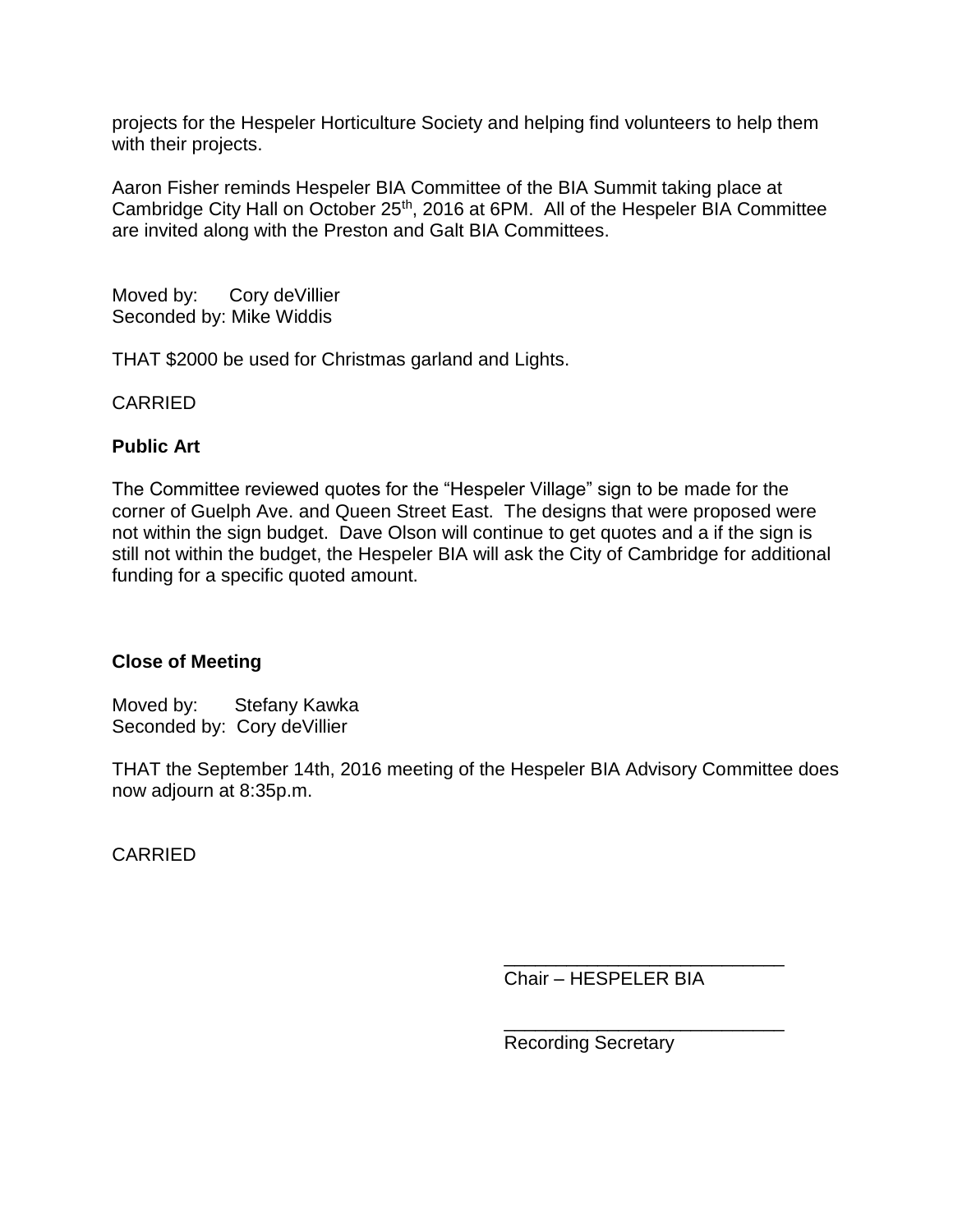projects for the Hespeler Horticulture Society and helping find volunteers to help them with their projects.

Aaron Fisher reminds Hespeler BIA Committee of the BIA Summit taking place at Cambridge City Hall on October 25th, 2016 at 6PM. All of the Hespeler BIA Committee are invited along with the Preston and Galt BIA Committees.

Moved by: Cory deVillier
Seconded by: Mike Widdis

THAT $2000 be used for Christmas garland and Lights.

CARRIED

**Public Art**

The Committee reviewed quotes for the "Hespeler Village" sign to be made for the corner of Guelph Ave. and Queen Street East. The designs that were proposed were not within the sign budget. Dave Olson will continue to get quotes and a if the sign is still not within the budget, the Hespeler BIA will ask the City of Cambridge for additional funding for a specific quoted amount.

**Close of Meeting**

Moved by: Stefany Kawka
Seconded by: Cory deVillier

THAT the September 14th, 2016 meeting of the Hespeler BIA Advisory Committee does now adjourn at 8:35p.m.

CARRIED

___________________________
Chair – HESPELER BIA

___________________________
Recording Secretary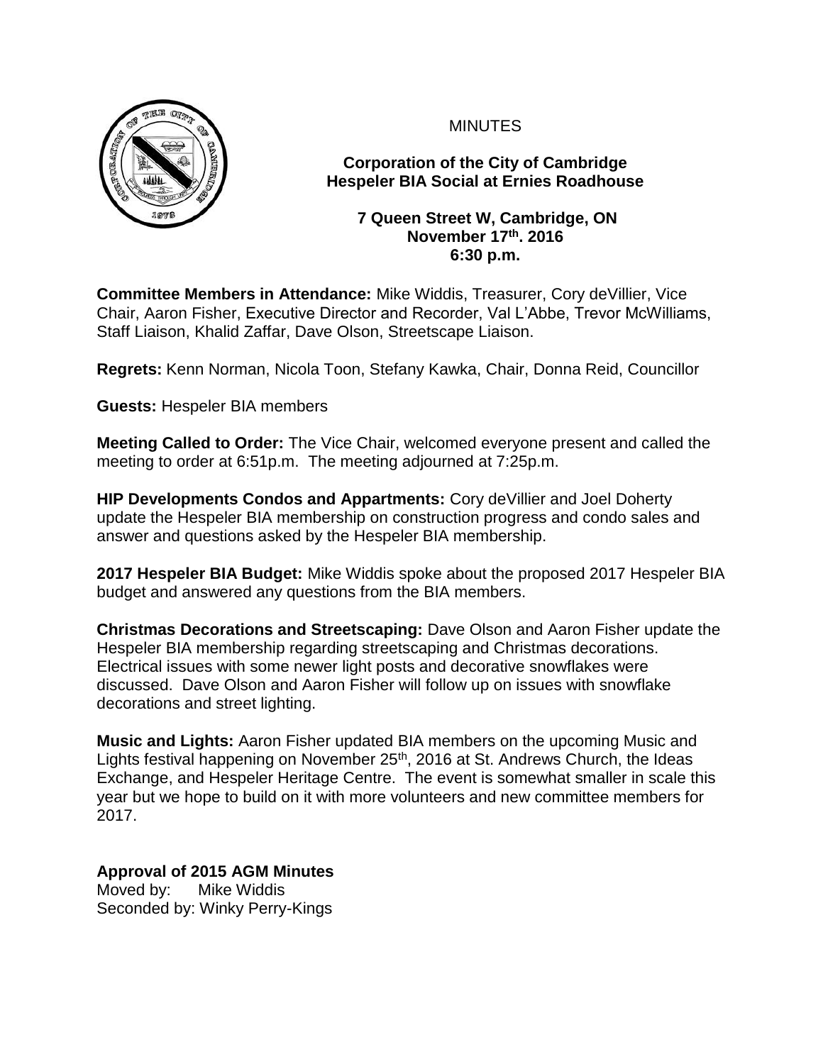MINUTES

**Corporation of the City of Cambridge**
**Hespeler BIA Social at Ernies Roadhouse**

**7 Queen Street W, Cambridge, ON**
**November 17th. 2016**
**6:30 p.m.**

**Committee Members in Attendance:** Mike Widdis, Treasurer, Cory deVillier, Vice Chair, Aaron Fisher, Executive Director and Recorder, Val L'Abbe, Trevor McWilliams, Staff Liaison, Khalid Zaffar, Dave Olson, Streetscape Liaison.

**Regrets:** Kenn Norman, Nicola Toon, Stefany Kawka, Chair, Donna Reid, Councillor

**Guests:** Hespeler BIA members

**Meeting Called to Order:** The Vice Chair, welcomed everyone present and called the meeting to order at 6:51p.m. The meeting adjourned at 7:25p.m.

**HIP Developments Condos and Appartments:** Cory deVillier and Joel Doherty update the Hespeler BIA membership on construction progress and condo sales and answer and questions asked by the Hespeler BIA membership.

**2017 Hespeler BIA Budget:** Mike Widdis spoke about the proposed 2017 Hespeler BIA budget and answered any questions from the BIA members.

**Christmas Decorations and Streetscaping:** Dave Olson and Aaron Fisher update the Hespeler BIA membership regarding streetscaping and Christmas decorations. Electrical issues with some newer light posts and decorative snowflakes were discussed. Dave Olson and Aaron Fisher will follow up on issues with snowflake decorations and street lighting.

**Music and Lights:** Aaron Fisher updated BIA members on the upcoming Music and Lights festival happening on November 25th, 2016 at St. Andrews Church, the Ideas Exchange, and Hespeler Heritage Centre. The event is somewhat smaller in scale this year but we hope to build on it with more volunteers and new committee members for 2017.

**Approval of 2015 AGM Minutes**
Moved by: Mike Widdis
Seconded by: Winky Perry-Kings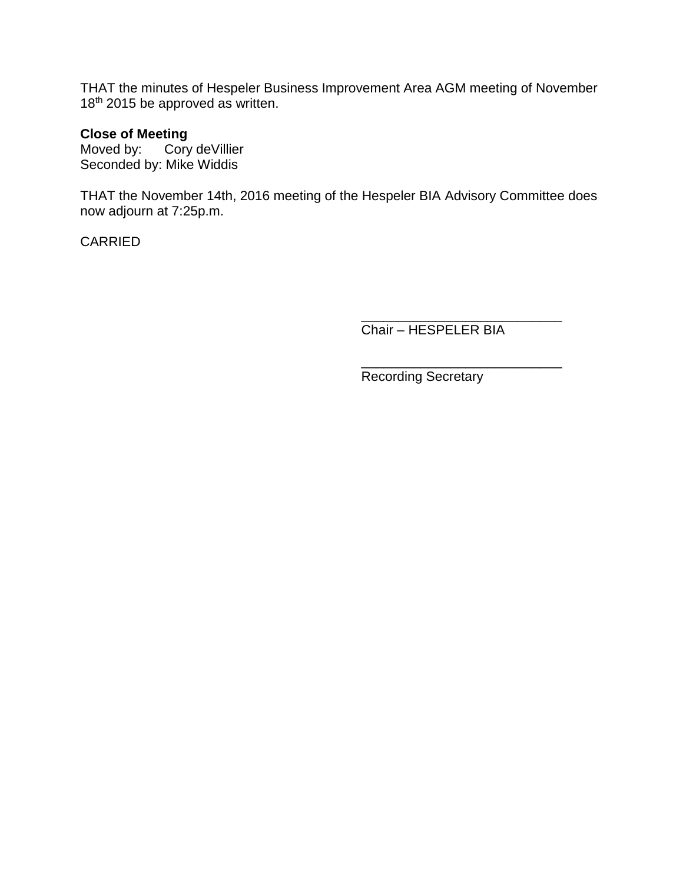THAT the minutes of Hespeler Business Improvement Area AGM meeting of November 18th 2015 be approved as written.

**Close of Meeting**
Moved by: Cory deVillier
Seconded by: Mike Widdis

THAT the November 14th, 2016 meeting of the Hespeler BIA Advisory Committee does now adjourn at 7:25p.m.

CARRIED

___________________________
Chair – HESPELER BIA

___________________________
Recording Secretary